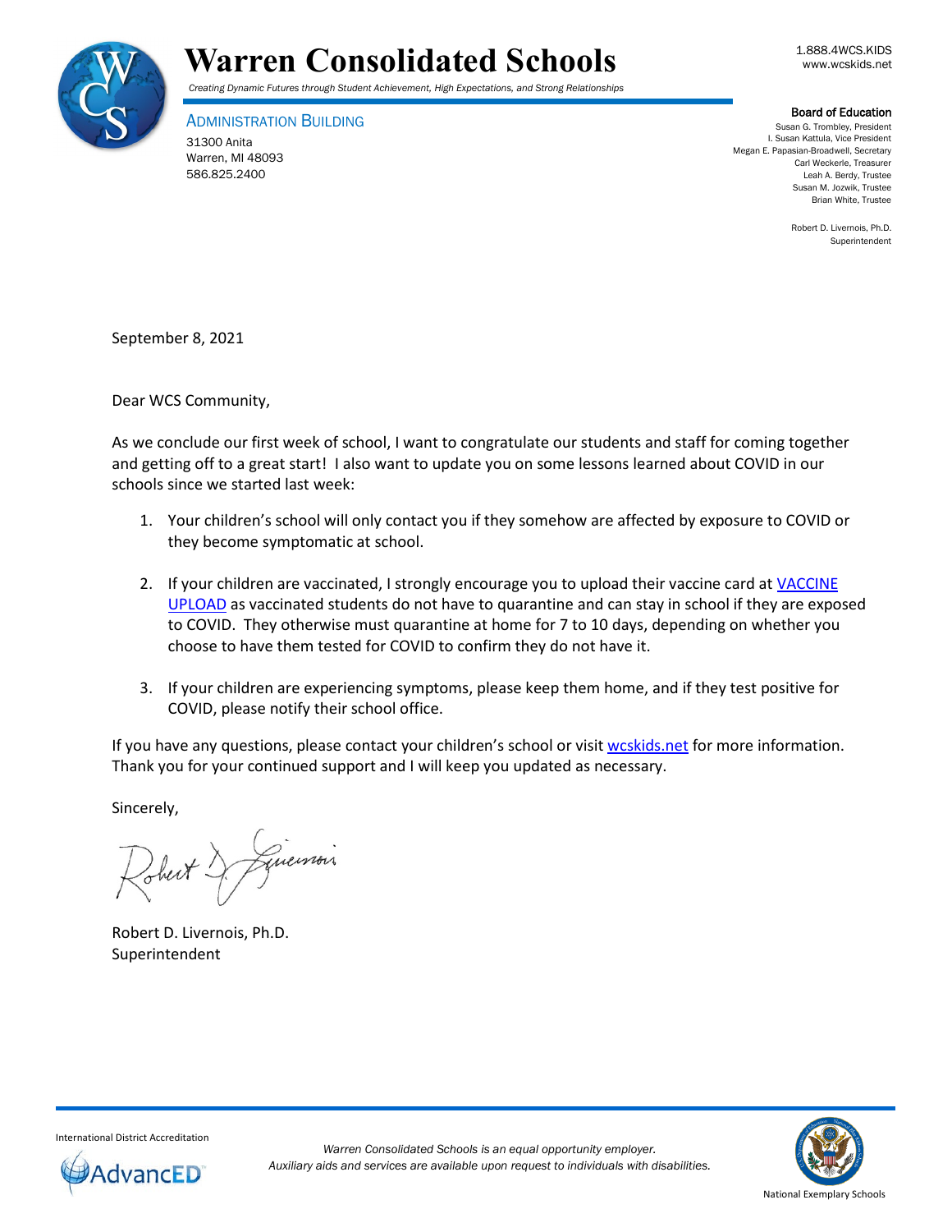# Warren Consolidated Schools

*Creating Dynamic Futures through Student Achievement, High Expectations, and Strong Relationships*

1.888.4WCS.KIDS
www.wcskids.net

ADMINISTRATION BUILDING
31300 Anita
Warren, MI 48093
586.825.2400

**Board of Education**
Susan G. Trombley, President
I. Susan Kattula, Vice President
Megan E. Papasian-Broadwell, Secretary
Carl Weckerle, Treasurer
Leah A. Berdy, Trustee
Susan M. Jozwik, Trustee
Brian White, Trustee

Robert D. Livernois, Ph.D.
Superintendent

September 8, 2021

Dear WCS Community,

As we conclude our first week of school, I want to congratulate our students and staff for coming together and getting off to a great start! I also want to update you on some lessons learned about COVID in our schools since we started last week:

1. Your children's school will only contact you if they somehow are affected by exposure to COVID or they become symptomatic at school.

2. If your children are vaccinated, I strongly encourage you to upload their vaccine card at VACCINE UPLOAD as vaccinated students do not have to quarantine and can stay in school if they are exposed to COVID. They otherwise must quarantine at home for 7 to 10 days, depending on whether you choose to have them tested for COVID to confirm they do not have it.

3. If your children are experiencing symptoms, please keep them home, and if they test positive for COVID, please notify their school office.

If you have any questions, please contact your children's school or visit wcskids.net for more information. Thank you for your continued support and I will keep you updated as necessary.

Sincerely,

Robert D. Livernois, Ph.D.
Superintendent

International District Accreditation

*Warren Consolidated Schools is an equal opportunity employer.*
*Auxiliary aids and services are available upon request to individuals with disabilities.*

National Exemplary Schools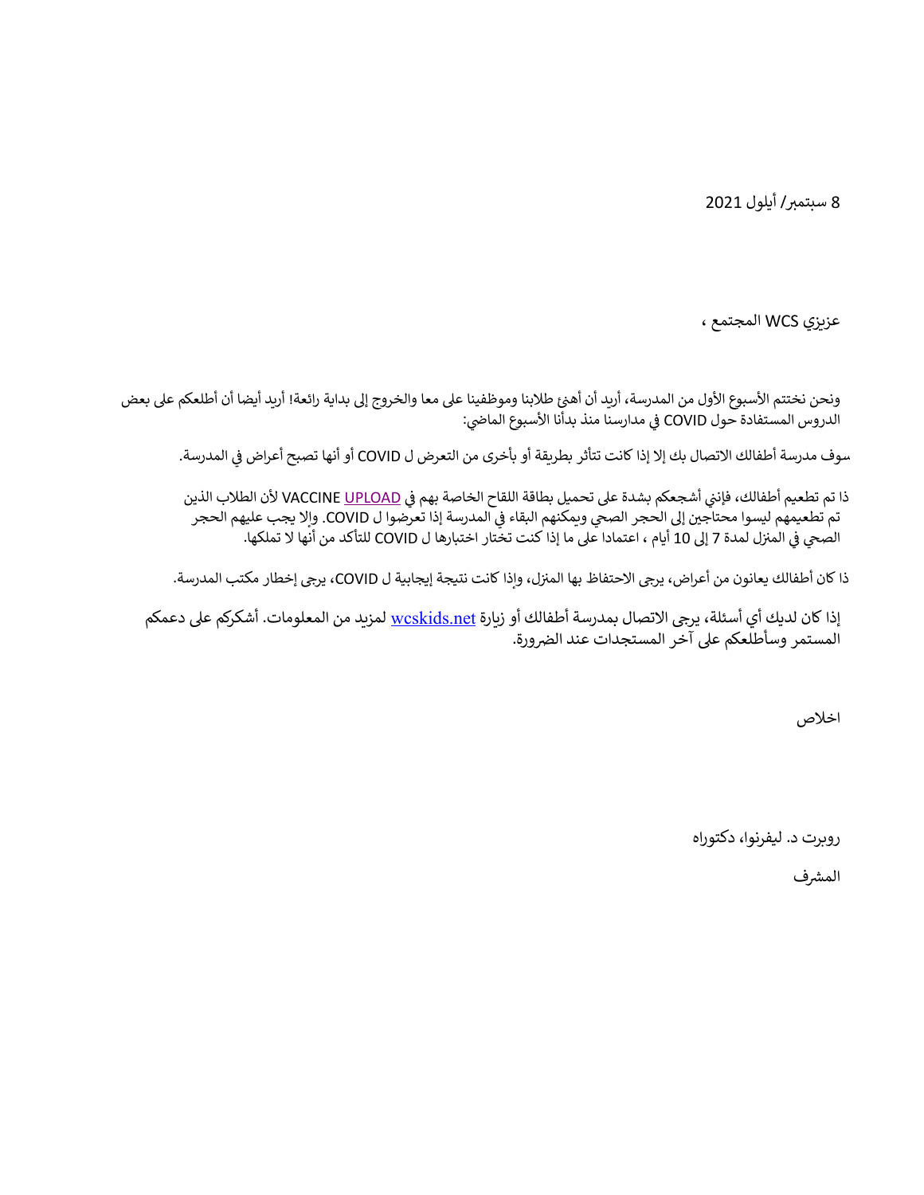8 سبتمبر/ أيلول 2021

عزيزي WCS المجتمع ،

ونحن نختتم الأسبوع الأول من المدرسة، أريد أن أهنئ طلابنا وموظفينا على معا والخروج إلى بداية رائعة! أريد أيضا أن أطلعكم على بعض الدروس المستفادة حول COVID في مدارسنا منذ بدأنا الأسبوع الماضي:

سوف مدرسة أطفالك الاتصال بك إلا إذا كانت تتأثر بطريقة أو بأخرى من التعرض ل COVID أو أنها تصبح أعراض في المدرسة.

ذا تم تطعيم أطفالك، فإنني أشجعكم بشدة على تحميل بطاقة اللقاح الخاصة بهم في UPLOAD VACCINE لأن الطلاب الذين تم تطعيمهم ليسوا محتاجين إلى الحجر الصحي ويمكنهم البقاء في المدرسة إذا تعرضوا ل COVID. وإلا يجب عليهم الحجر الصحي في المنزل لمدة 7 إلى 10 أيام ، اعتمادا على ما إذا كنت تختار اختبارها ل COVID للتأكد من أنها لا تملكها.

ذا كان أطفالك يعانون من أعراض، يرجى الاحتفاظ بها المنزل، وإذا كانت نتيجة إيجابية ل COVID، يرجى إخطار مكتب المدرسة.

إذا كان لديك أي أسئلة، يرجى الاتصال بمدرسة أطفالك أو زيارة wcskids.net لمزيد من المعلومات. أشكركم على دعمكم المستمر وسأطلعكم على آخر المستجدات عند الضرورة.

اخلاص

روبرت د. ليفرنوا، دكتوراه

المشرف